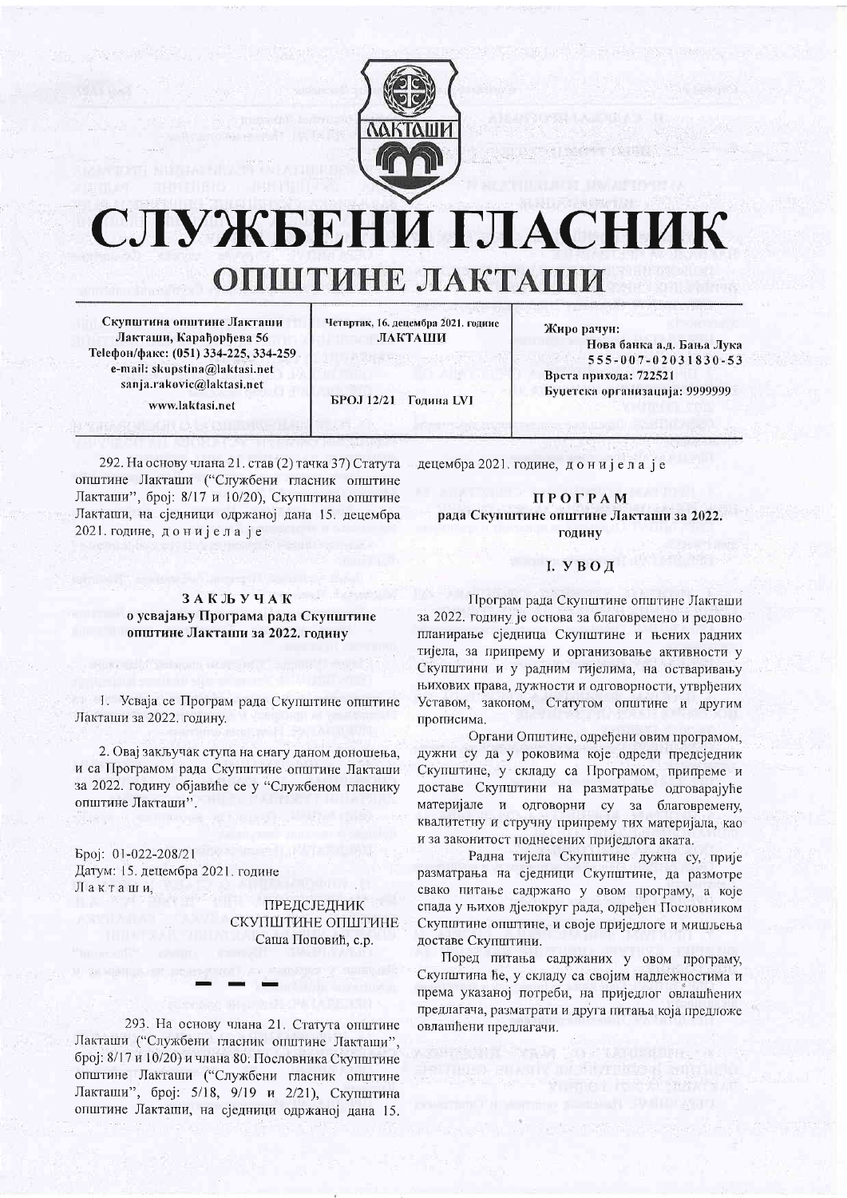# СЛУЖБЕНИ ГЛАСНИК
## ОПШТИНЕ ЛАКТАШИ

| | | |
|---|---|---|
| Скупштина општине Лакташи<br>Лакташи, Карађорђева 56<br>Telefon/факс: (051) 334-225, 334-259<br>e-mail: skupstina@laktasi.net<br>sanja.rakovic@laktasi.net<br>www.laktasi.net | Четвртак, 16. децембра 2021. године<br>ЛАКТАШИ<br><br>БРОЈ 12/21 Година LVI | Жиро рачун:<br>Нова банка а.д. Бања Лука<br>555-007-02031830-53<br>Врста прихода: 722521<br>Буџетска организација: 9999999 |

292. На основу члана 21. став (2) тачка 37) Статута општине Лакташи ("Службени гласник општине Лакташи", број: 8/17 и 10/20), Скупштина општине Лакташи, на сједници одржаној дана 15. децембра 2021. године, д о н и ј е л а ј е

### З А К Љ У Ч А К
### о усвајању Програма рада Скупштине општине Лакташи за 2022. годину

1. Усваја се Програм рада Скупштине општине Лакташи за 2022. годину.

2. Овај закључак ступа на снагу даном доношења, и са Програмом рада Скупштине општине Лакташи за 2022. годину објавиће се у "Службеном гласнику општине Лакташи".

Број: 01-022-208/21
Датум: 15. децембра 2021. године
Л а к т а ш и,

ПРЕДСЈЕДНИК
СКУПШТИНЕ ОПШТИНЕ
Саша Поповић, с.р.

---

293. На основу члана 21. Статута општине Лакташи ("Службени гласник општине Лакташи", број: 8/17 и 10/20) и члана 80. Пословника Скупштине општине Лакташи ("Службени гласник општине Лакташи", број: 5/18, 9/19 и 2/21), Скупштина општине Лакташи, на сједници одржаној дана 15. децембра 2021. године, д о н и ј е л а ј е

### П Р О Г Р А М
### рада Скупштине општине Лакташи за 2022. годину

### I. У В О Д

Програм рада Скупштине општине Лакташи за 2022. годину је основа за благовремено и редовно планирање сједница Скупштине и њених радних тијела, за припрему и организовање активности у Скупштини и у радним тијелима, на остваривању њихових права, дужности и одговорности, утврђених Уставом, законом, Статутом општине и другим прописима.

Органи Општине, одређени овим програмом, дужни су да у роковима које одреди предсједник Скупштине, у складу са Програмом, припреме и доставе Скупштини на разматрање одговарајуће материјале и одговорни су за благовремену, квалитетну и стручну припрему тих материјала, као и за законитост поднесених приједлога аката.

Радна тијела Скупштине дужна су, прије разматрања на сједници Скупштине, да размотре свако питање садржано у овом програму, а које спада у њихов дјелокруг рада, одређен Пословником Скупштине општине, и своје приједлоге и мишљења доставе Скупштини.

Поред питања садржаних у овом програму, Скупштина ће, у складу са својим надлежностима и према указаној потреби, на приједлог овлашћених предлагача, разматрати и друга питања која предложе овлашћени предлагачи.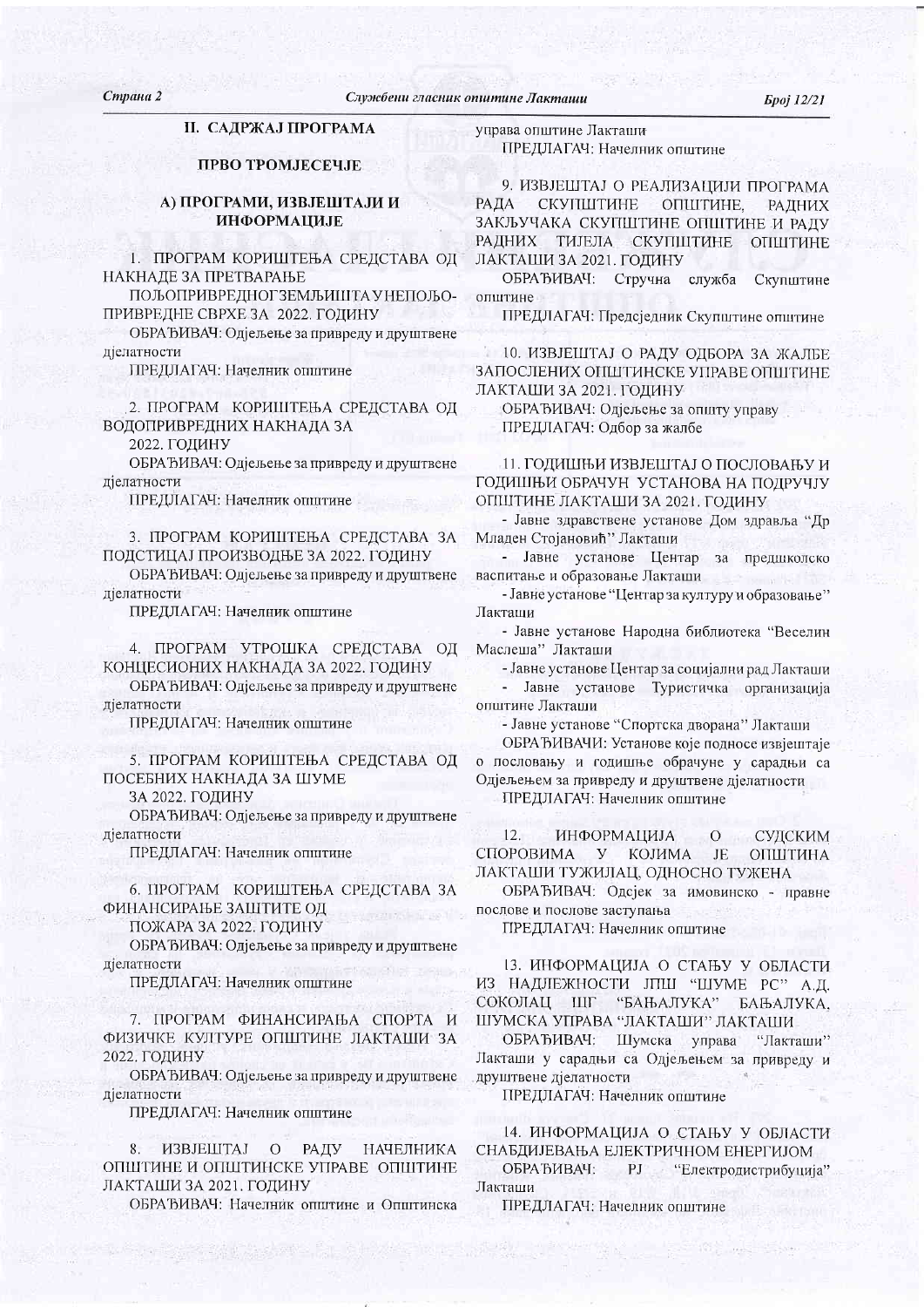## II. САДРЖАЈ ПРОГРАМА

### ПРВО ТРОМЈЕСЕЧЈЕ

### А) ПРОГРАМИ, ИЗВЈЕШТАЈИ И ИНФОРМАЦИЈЕ

1. ПРОГРАМ КОРИШТЕЊА СРЕДСТАВА ОД НАКНАДЕ ЗА ПРЕТВАРАЊЕ ПОЉОПРИВРЕДНОГЗЕМЉИШТАУНЕПОЉОПРИВРЕДНЕ СВРХЕ ЗА 2022. ГОДИНУ

ОБРАЂИВАЧ: Одјељење за привреду и друштвене дјелатности

ПРЕДЛАГАЧ: Начелник општине

2. ПРОГРАМ КОРИШТЕЊА СРЕДСТАВА ОД ВОДОПРИВРЕДНИХ НАКНАДА ЗА 2022. ГОДИНУ

ОБРАЂИВАЧ: Одјељење за привреду и друштвене дјелатности

ПРЕДЛАГАЧ: Начелник општине

3. ПРОГРАМ КОРИШТЕЊА СРЕДСТАВА ЗА ПОДСТИЦАЈ ПРОИЗВОДЊЕ ЗА 2022. ГОДИНУ

ОБРАЂИВАЧ: Одјељење за привреду и друштвене дјелатности

ПРЕДЛАГАЧ: Начелник општине

4. ПРОГРАМ УТРОШКА СРЕДСТАВА ОД КОНЦЕСИОНИХ НАКНАДА ЗА 2022. ГОДИНУ

ОБРАЂИВАЧ: Одјељење за привреду и друштвене дјелатности

ПРЕДЛАГАЧ: Начелник општине

5. ПРОГРАМ КОРИШТЕЊА СРЕДСТАВА ОД ПОСЕБНИХ НАКНАДА ЗА ШУМЕ ЗА 2022. ГОДИНУ

ОБРАЂИВАЧ: Одјељење за привреду и друштвене дјелатности

ПРЕДЛАГАЧ: Начелник општине

6. ПРОГРАМ КОРИШТЕЊА СРЕДСТАВА ЗА ФИНАНСИРАЊЕ ЗАШТИТЕ ОД ПОЖАРА ЗА 2022. ГОДИНУ

ОБРАЂИВАЧ: Одјељење за привреду и друштвене дјелатности

ПРЕДЛАГАЧ: Начелник општине

7. ПРОГРАМ ФИНАНСИРАЊА СПОРТА И ФИЗИЧКЕ КУЛТУРЕ ОПШТИНЕ ЛАКТАШИ ЗА 2022. ГОДИНУ

ОБРАЂИВАЧ: Одјељење за привреду и друштвене дјелатности

ПРЕДЛАГАЧ: Начелник општине

8. ИЗВЈЕШТАЈ О РАДУ НАЧЕЛНИКА ОПШТИНЕ И ОПШТИНСКЕ УПРАВЕ ОПШТИНЕ ЛАКТАШИ ЗА 2021. ГОДИНУ

ОБРАЂИВАЧ: Начелник општине и Општинска управа општине Лакташи

ПРЕДЛАГАЧ: Начелник општине

9. ИЗВЈЕШТАЈ О РЕАЛИЗАЦИЈИ ПРОГРАМА РАДА СКУПШТИНЕ ОПШТИНЕ, РАДНИХ ЗАКЉУЧАКА СКУПШТИНЕ ОПШТИНЕ И РАДУ РАДНИХ ТИЈЕЛА СКУПШТИНЕ ОПШТИНЕ ЛАКТАШИ ЗА 2021. ГОДИНУ

ОБРАЂИВАЧ: Стручна служба Скупштине општине

ПРЕДЛАГАЧ: Предсједник Скупштине општине

10. ИЗВЈЕШТАЈ О РАДУ ОДБОРА ЗА ЖАЛБЕ ЗАПОСЛЕНИХ ОПШТИНСКЕ УПРАВЕ ОПШТИНЕ ЛАКТАШИ ЗА 2021. ГОДИНУ

ОБРАЂИВАЧ: Одјељење за општу управу

ПРЕДЛАГАЧ: Одбор за жалбе

11. ГОДИШЊИ ИЗВЈЕШТАЈ О ПОСЛОВАЊУ И ГОДИШЊИ ОБРАЧУН УСТАНОВА НА ПОДРУЧЈУ ОПШТИНЕ ЛАКТАШИ ЗА 2021. ГОДИНУ

- Јавне здравствене установе Дом здравља "Др Младен Стојановић" Лакташи
- Јавне установе Центар за предшколско васпитање и образовање Лакташи
- Јавне установе "Центар за културу и образовање" Лакташи
- Јавне установе Народна библиотека "Веселин Маслеша" Лакташи
- Јавне установе Центар за социјални рад Лакташи
- Јавне установе Туристичка организација општине Лакташи
- Јавне установе "Спортска дворана" Лакташи

ОБРАЂИВАЧИ: Установе које подносе извјештаје о пословању и годишње обрачуне у сарадњи са Одјељењем за привреду и друштвене дјелатности

ПРЕДЛАГАЧ: Начелник општине

12. ИНФОРМАЦИЈА О СУДСКИМ СПОРОВИМА У КОЈИМА ЈЕ ОПШТИНА ЛАКТАШИ ТУЖИЛАЦ, ОДНОСНО ТУЖЕНА

ОБРАЂИВАЧ: Одсјек за имовинско - правне послове и послове заступања

ПРЕДЛАГАЧ: Начелник општине

13. ИНФОРМАЦИЈА О СТАЊУ У ОБЛАСТИ ИЗ НАДЛЕЖНОСТИ ЈПШ "ШУМЕ РС" А.Д. СОКОЛАЦ ШГ "БАЊАЛУКА" БАЊАЛУКА, ШУМСКА УПРАВА "ЛАКТАШИ" ЛАКТАШИ

ОБРАЂИВАЧ: Шумска управа "Лакташи" Лакташи у сарадњи са Одјељењем за привреду и друштвене дјелатности

ПРЕДЛАГАЧ: Начелник општине

14. ИНФОРМАЦИЈА О СТАЊУ У ОБЛАСТИ СНАБДИЈЕВАЊА ЕЛЕКТРИЧНОМ ЕНЕРГИЈОМ

ОБРАЂИВАЧ: РЈ "Електродистрибуција" Лакташи

ПРЕДЛАГАЧ: Начелник општине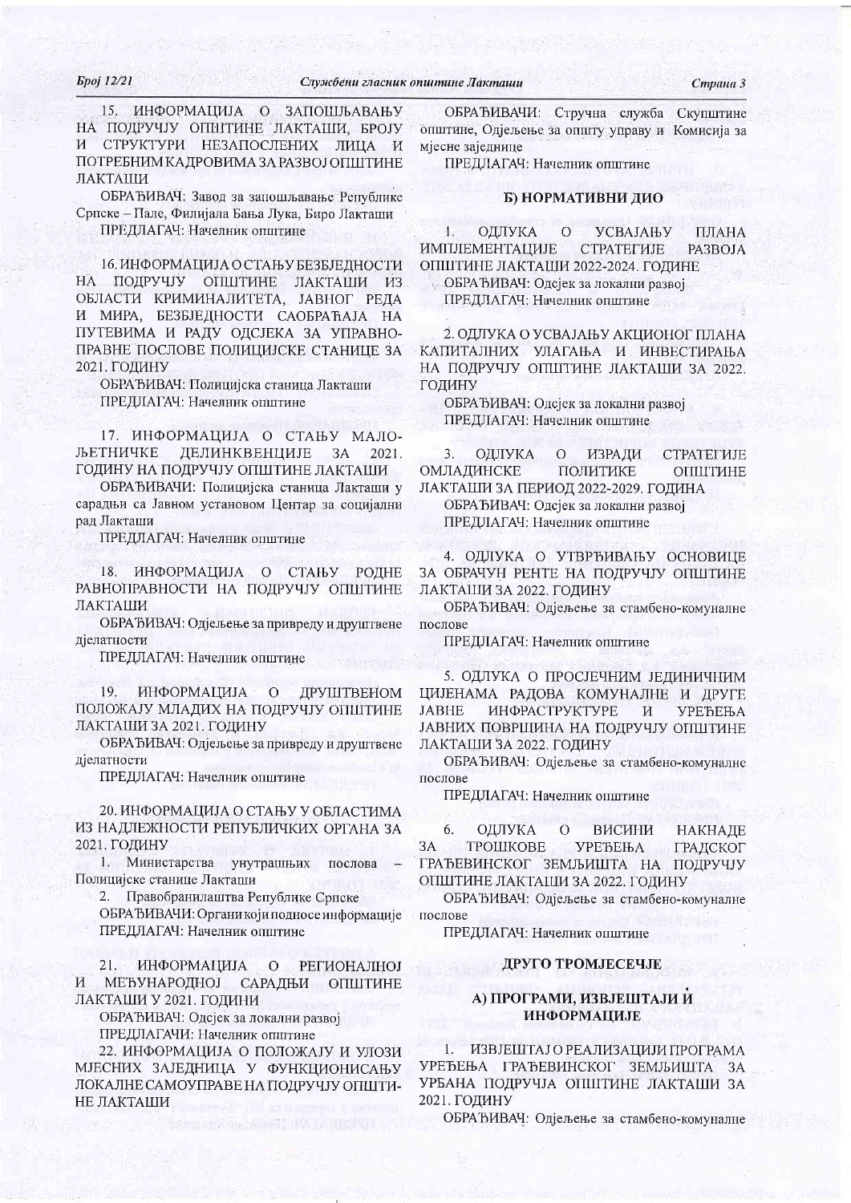15. ИНФОРМАЦИЈА О ЗАПОШЉАВАЊУ НА ПОДРУЧЈУ ОПШТИНЕ ЛАКТАШИ, БРОЈУ И СТРУКТУРИ НЕЗАПОСЛЕНИХ ЛИЦА И ПОТРЕБНИМ КАДРОВИМА ЗА РАЗВОЈ ОПШТИНЕ ЛАКТАШИ

ОБРАЂИВАЧ: Завод за запошљавање Републике Српске – Пале, Филијала Бања Лука, Биро Лакташи

ПРЕДЛАГАЧ: Начелник општине

16. ИНФОРМАЦИЈА О СТАЊУ БЕЗБЈЕДНОСТИ НА ПОДРУЧЈУ ОПШТИНЕ ЛАКТАШИ ИЗ ОБЛАСТИ КРИМИНАЛИТЕТА, ЈАВНОГ РЕДА И МИРА, БЕЗБЈЕДНОСТИ САОБРАЋАЈА НА ПУТЕВИМА И РАДУ ОДСЈЕКА ЗА УПРАВНО-ПРАВНЕ ПОСЛОВЕ ПОЛИЦИЈСКЕ СТАНИЦЕ ЗА 2021. ГОДИНУ

ОБРАЂИВАЧ: Полицијска станица Лакташи

ПРЕДЛАГАЧ: Начелник општине

17. ИНФОРМАЦИЈА О СТАЊУ МАЛОЉЕТНИЧКЕ ДЕЛИНКВЕНЦИЈЕ ЗА 2021. ГОДИНУ НА ПОДРУЧЈУ ОПШТИНЕ ЛАКТАШИ

ОБРАЂИВАЧИ: Полицијска станица Лакташи у сарадњи са Јавном установом Центар за социјални рад Лакташи

ПРЕДЛАГАЧ: Начелник општине

18. ИНФОРМАЦИЈА О СТАЊУ РОДНЕ РАВНОПРАВНОСТИ НА ПОДРУЧЈУ ОПШТИНЕ ЛАКТАШИ

ОБРАЂИВАЧ: Одјељење за привреду и друштвене дјелатности

ПРЕДЛАГАЧ: Начелник општине

19. ИНФОРМАЦИЈА О ДРУШТВЕНОМ ПОЛОЖАЈУ МЛАДИХ НА ПОДРУЧЈУ ОПШТИНЕ ЛАКТАШИ ЗА 2021. ГОДИНУ

ОБРАЂИВАЧ: Одјељење за привреду и друштвене дјелатности

ПРЕДЛАГАЧ: Начелник општине

20. ИНФОРМАЦИЈА О СТАЊУ У ОБЛАСТИМА ИЗ НАДЛЕЖНОСТИ РЕПУБЛИЧКИХ ОРГАНА ЗА 2021. ГОДИНУ

1. Министарства унутрашњих послова – Полицијске станице Лакташи
2. Правобранилаштва Републике Српске

ОБРАЂИВАЧИ: Органи који подносе информације

ПРЕДЛАГАЧ: Начелник општине

21. ИНФОРМАЦИЈА О РЕГИОНАЛНОЈ И МЕЂУНАРОДНОЈ САРАДЊИ ОПШТИНЕ ЛАКТАШИ У 2021. ГОДИНИ

ОБРАЂИВАЧ: Одсјек за локални развој

ПРЕДЛАГАЧИ: Начелник општине

22. ИНФОРМАЦИЈА О ПОЛОЖАЈУ И УЛОЗИ МЈЕСНИХ ЗАЈЕДНИЦА У ФУНКЦИОНИСАЊУ ЛОКАЛНЕ САМОУПРАВЕ НА ПОДРУЧЈУ ОПШТИНЕ ЛАКТАШИ

ОБРАЂИВАЧИ: Стручна служба Скупштине општине, Одјељење за општу управу и Комисија за мјесне заједнице

ПРЕДЛАГАЧ: Начелник општине

## Б) НОРМАТИВНИ ДИО

1. ОДЛУКА О УСВАЈАЊУ ПЛАНА ИМПЛЕМЕНТАЦИЈЕ СТРАТЕГИЈЕ РАЗВОЈА ОПШТИНЕ ЛАКТАШИ 2022-2024. ГОДИНЕ

ОБРАЂИВАЧ: Одсјек за локални развој

ПРЕДЛАГАЧ: Начелник општине

2. ОДЛУКА О УСВАЈАЊУ АКЦИОНОГ ПЛАНА КАПИТАЛНИХ УЛАГАЊА И ИНВЕСТИРАЊА НА ПОДРУЧЈУ ОПШТИНЕ ЛАКТАШИ ЗА 2022. ГОДИНУ

ОБРАЂИВАЧ: Одсјек за локални развој

ПРЕДЛАГАЧ: Начелник општине

3. ОДЛУКА О ИЗРАДИ СТРАТЕГИЈЕ ОМЛАДИНСКЕ ПОЛИТИКЕ ОПШТИНЕ ЛАКТАШИ ЗА ПЕРИОД 2022-2029. ГОДИНА

ОБРАЂИВАЧ: Одсјек за локални развој

ПРЕДЛАГАЧ: Начелник општине

4. ОДЛУКА О УТВРЂИВАЊУ ОСНОВИЦЕ ЗА ОБРАЧУН РЕНТЕ НА ПОДРУЧЈУ ОПШТИНЕ ЛАКТАШИ ЗА 2022. ГОДИНУ

ОБРАЂИВАЧ: Одјељење за стамбено-комуналне послове

ПРЕДЛАГАЧ: Начелник општине

5. ОДЛУКА О ПРОСЈЕЧНИМ ЈЕДИНИЧНИМ ЦИЈЕНАМА РАДОВА КОМУНАЛНЕ И ДРУГЕ ЈАВНЕ ИНФРАСТРУКТУРЕ И УРЕЂЕЊА ЈАВНИХ ПОВРШИНА НА ПОДРУЧЈУ ОПШТИНЕ ЛАКТАШИ ЗА 2022. ГОДИНУ

ОБРАЂИВАЧ: Одјељење за стамбено-комуналне послове

ПРЕДЛАГАЧ: Начелник општине

6. ОДЛУКА О ВИСИНИ НАКНАДЕ ЗА ТРОШКОВЕ УРЕЂЕЊА ГРАДСКОГ ГРАЂЕВИНСКОГ ЗЕМЉИШТА НА ПОДРУЧЈУ ОПШТИНЕ ЛАКТАШИ ЗА 2022. ГОДИНУ

ОБРАЂИВАЧ: Одјељење за стамбено-комуналне послове

ПРЕДЛАГАЧ: Начелник општине

## ДРУГО ТРОМЈЕСЕЧЈЕ

## А) ПРОГРАМИ, ИЗВЈЕШТАЈИ И ИНФОРМАЦИЈЕ

1. ИЗВЈЕШТАЈ О РЕАЛИЗАЦИЈИ ПРОГРАМА УРЕЂЕЊА ГРАЂЕВИНСКОГ ЗЕМЉИШТА ЗА УРБАНА ПОДРУЧЈА ОПШТИНЕ ЛАКТАШИ ЗА 2021. ГОДИНУ

ОБРАЂИВАЧ: Одјељење за стамбено-комуналне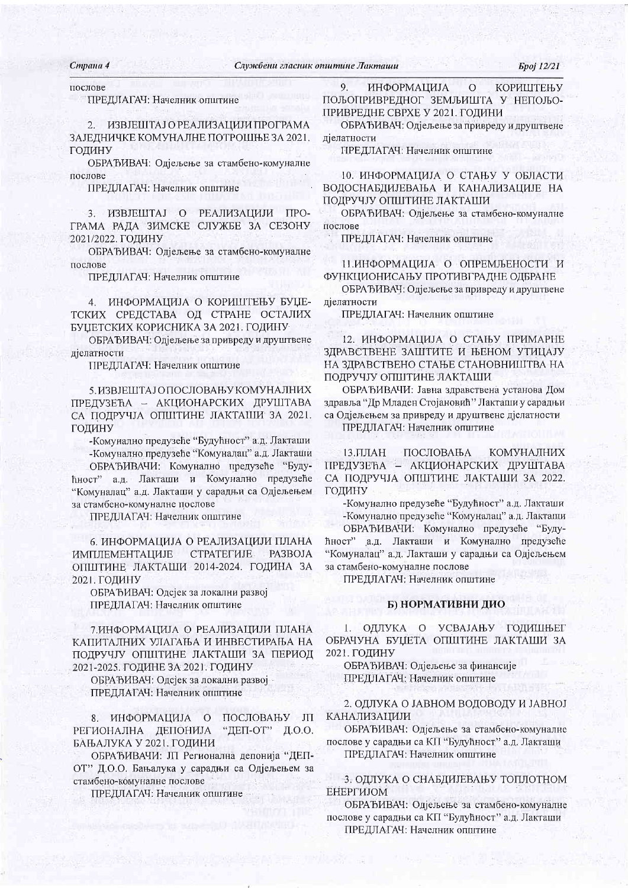послове

ПРЕДЛАГАЧ: Начелник општине

2. ИЗВЈЕШТАЈ О РЕАЛИЗАЦИЈИ ПРОГРАМА ЗАЈЕДНИЧКЕ КОМУНАЛНЕ ПОТРОШЊЕ ЗА 2021. ГОДИНУ

ОБРАЂИВАЧ: Одјељење за стамбено-комуналне послове

ПРЕДЛАГАЧ: Начелник општине

3. ИЗВЈЕШТАЈ О РЕАЛИЗАЦИЈИ ПРОГРАМА РАДА ЗИМСКЕ СЛУЖБЕ ЗА СЕЗОНУ 2021/2022. ГОДИНУ

ОБРАЂИВАЧ: Одјељење за стамбено-комуналне послове

ПРЕДЛАГАЧ: Начелник општине

4. ИНФОРМАЦИЈА О КОРИШТЕЊУ БУЏЕТСКИХ СРЕДСТАВА ОД СТРАНЕ ОСТАЛИХ БУЏЕТСКИХ КОРИСНИКА ЗА 2021. ГОДИНУ

ОБРАЂИВАЧ: Одјељење за привреду и друштвене дјелатности

ПРЕДЛАГАЧ: Начелник општине

5. ИЗВЈЕШТАЈ О ПОСЛОВАЊУ КОМУНАЛНИХ ПРЕДУЗЕЋА – АКЦИОНАРСКИХ ДРУШТАВА СА ПОДРУЧЈА ОПШТИНЕ ЛАКТАШИ ЗА 2021. ГОДИНУ

-Комунално предузеће "Будућност" а.д. Лакташи

-Комунално предузеће "Комуналац" а.д. Лакташи

ОБРАЂИВАЧИ: Комунално предузеће "Будућност" а.д. Лакташи и Комунално предузеће "Комуналац" а.д. Лакташи у сарадњи са Одјељењем за стамбено-комуналне послове

ПРЕДЛАГАЧ: Начелник општине

6. ИНФОРМАЦИЈА О РЕАЛИЗАЦИЈИ ПЛАНА ИМПЛЕМЕНТАЦИЈЕ СТРАТЕГИЈЕ РАЗВОЈА ОПШТИНЕ ЛАКТАШИ 2014-2024. ГОДИНА ЗА 2021. ГОДИНУ

ОБРАЂИВАЧ: Одсјек за локални развој

ПРЕДЛАГАЧ: Начелник општине

7. ИНФОРМАЦИЈА О РЕАЛИЗАЦИЈИ ПЛАНА КАПИТАЛНИХ УЛАГАЊА И ИНВЕСТИРАЊА НА ПОДРУЧЈУ ОПШТИНЕ ЛАКТАШИ ЗА ПЕРИОД 2021-2025. ГОДИНЕ ЗА 2021. ГОДИНУ

ОБРАЂИВАЧ: Одсјек за локални развој

ПРЕДЛАГАЧ: Начелник општине

8. ИНФОРМАЦИЈА О ПОСЛОВАЊУ ЈП РЕГИОНАЛНА ДЕПОНИЈА "ДЕП-ОТ" Д.О.О. БАЊАЛУКА У 2021. ГОДИНИ

ОБРАЂИВАЧИ: ЈП Регионална депонија "ДЕП-ОТ" Д.О.О. Бањалука у сарадњи са Одјељењем за стамбено-комуналне послове

ПРЕДЛАГАЧ: Начелник општине

9. ИНФОРМАЦИЈА О КОРИШТЕЊУ ПОЉОПРИВРЕДНОГ ЗЕМЉИШТА У НЕПОЉОПРИВРЕДНЕ СВРХЕ У 2021. ГОДИНИ

ОБРАЂИВАЧ: Одјељење за привреду и друштвене дјелатности

ПРЕДЛАГАЧ: Начелник општине

10. ИНФОРМАЦИЈА О СТАЊУ У ОБЛАСТИ ВОДОСНАБДИЈЕВАЊА И КАНАЛИЗАЦИЈЕ НА ПОДРУЧЈУ ОПШТИНЕ ЛАКТАШИ

ОБРАЂИВАЧ: Одјељење за стамбено-комуналне послове

ПРЕДЛАГАЧ: Начелник општине

11. ИНФОРМАЦИЈА О ОПРЕМЉЕНОСТИ И ФУНКЦИОНИСАЊУ ПРОТИВГРАДНЕ ОДБРАНЕ

ОБРАЂИВАЧ: Одјељење за привреду и друштвене дјелатности

ПРЕДЛАГАЧ: Начелник општине

12. ИНФОРМАЦИЈА О СТАЊУ ПРИМАРНЕ ЗДРАВСТВЕНЕ ЗАШТИТЕ И ЊЕНОМ УТИЦАЈУ НА ЗДРАВСТВЕНО СТАЊЕ СТАНОВНИШТВА НА ПОДРУЧЈУ ОПШТИНЕ ЛАКТАШИ

ОБРАЂИВАЧИ: Јавна здравствена установа Дом здравља "Др Младен Стојановић" Лакташи у сарадњи са Одјељењем за привреду и друштвене дјелатности

ПРЕДЛАГАЧ: Начелник општине

13. ПЛАН ПОСЛОВАЊА КОМУНАЛНИХ ПРЕДУЗЕЋА – АКЦИОНАРСКИХ ДРУШТАВА СА ПОДРУЧЈА ОПШТИНЕ ЛАКТАШИ ЗА 2022. ГОДИНУ

-Комунално предузеће "Будућност" а.д. Лакташи

-Комунално предузеће "Комуналац" а.д. Лакташи

ОБРАЂИВАЧИ: Комунално предузеће "Будућност" а.д. Лакташи и Комунално предузеће "Комуналац" а.д. Лакташи у сарадњи са Одјељењем за стамбено-комуналне послове

ПРЕДЛАГАЧ: Начелник општине

## Б) НОРМАТИВНИ ДИО

1. ОДЛУКА О УСВАЈАЊУ ГОДИШЊЕГ ОБРАЧУНА БУЏЕТА ОПШТИНЕ ЛАКТАШИ ЗА 2021. ГОДИНУ

ОБРАЂИВАЧ: Одјељење за финансије

ПРЕДЛАГАЧ: Начелник општине

2. ОДЛУКА О ЈАВНОМ ВОДОВОДУ И ЈАВНОЈ КАНАЛИЗАЦИЈИ

ОБРАЂИВАЧ: Одјељење за стамбено-комуналне послове у сарадњи са КП "Будућност" а.д. Лакташи

ПРЕДЛАГАЧ: Начелник општине

3. ОДЛУКА О СНАБДИЈЕВАЊУ ТОПЛОТНОМ ЕНЕРГИЈОМ

ОБРАЂИВАЧ: Одјељење за стамбено-комуналне послове у сарадњи са КП "Будућност" а.д. Лакташи

ПРЕДЛАГАЧ: Начелник општине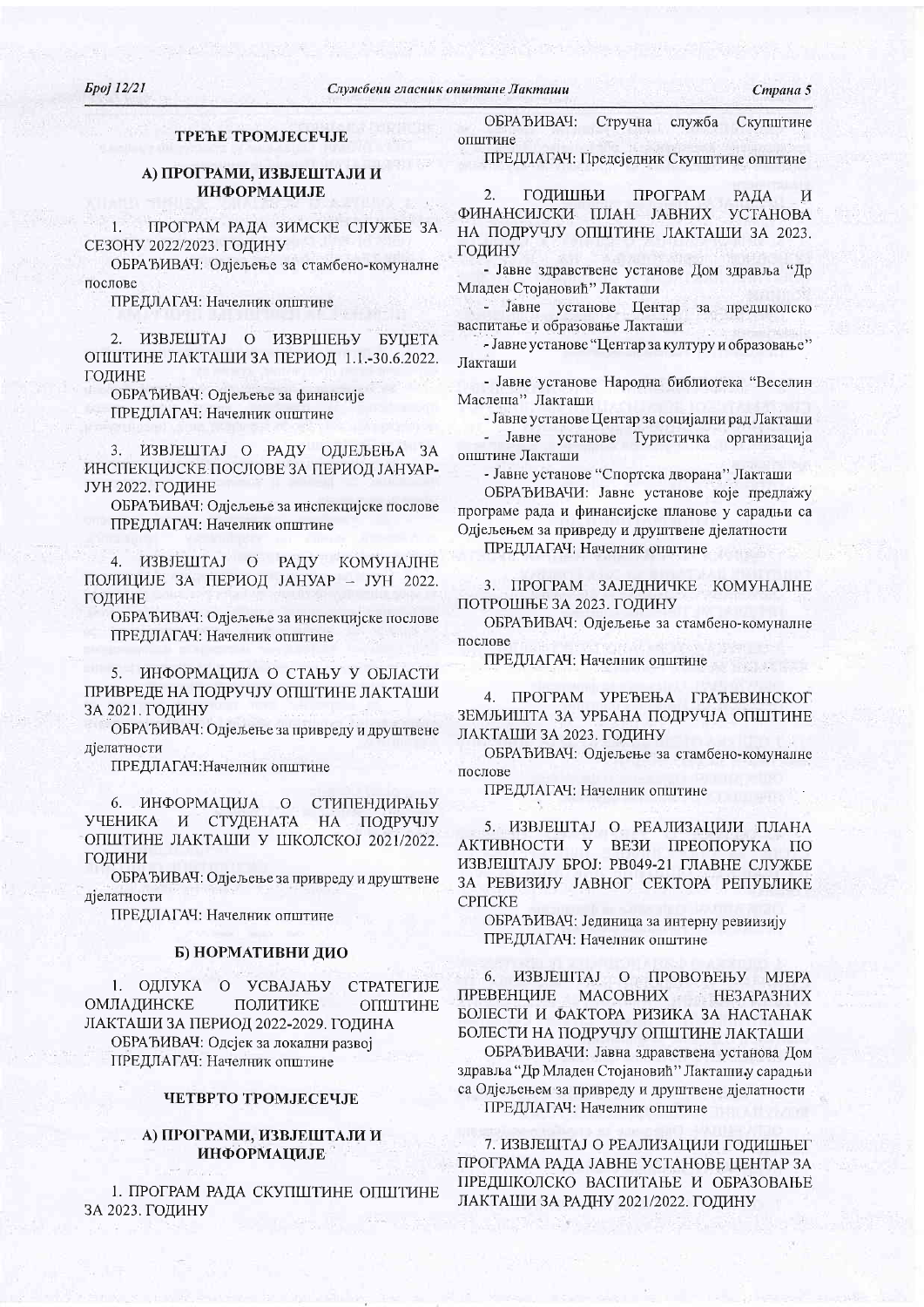## ТРЕЋЕ ТРОМЈЕСЕЧЈЕ

### А) ПРОГРАМИ, ИЗВЈЕШТАЈИ И ИНФОРМАЦИЈЕ

1. ПРОГРАМ РАДА ЗИМСКЕ СЛУЖБЕ ЗА СЕЗОНУ 2022/2023. ГОДИНУ

ОБРАЂИВАЧ: Одјељење за стамбено-комуналне послове

ПРЕДЛАГАЧ: Начелник општине

2. ИЗВЈЕШТАЈ О ИЗВРШЕЊУ БУЏЕТА ОПШТИНЕ ЛАКТАШИ ЗА ПЕРИОД 1.1.-30.6.2022. ГОДИНЕ

ОБРАЂИВАЧ: Одјељење за финансије

ПРЕДЛАГАЧ: Начелник општине

3. ИЗВЈЕШТАЈ О РАДУ ОДЈЕЉЕЊА ЗА ИНСПЕКЦИЈСКЕ ПОСЛОВЕ ЗА ПЕРИОД ЈАНУАР-ЈУН 2022. ГОДИНЕ

ОБРАЂИВАЧ: Одјељење за инспекцијске послове

ПРЕДЛАГАЧ: Начелник општине

4. ИЗВЈЕШТАЈ О РАДУ КОМУНАЛНЕ ПОЛИЦИЈЕ ЗА ПЕРИОД ЈАНУАР – ЈУН 2022. ГОДИНЕ

ОБРАЂИВАЧ: Одјељење за инспекцијске послове

ПРЕДЛАГАЧ: Начелник општине

5. ИНФОРМАЦИЈА О СТАЊУ У ОБЛАСТИ ПРИВРЕДЕ НА ПОДРУЧЈУ ОПШТИНЕ ЛАКТАШИ ЗА 2021. ГОДИНУ

ОБРАЂИВАЧ: Одјељење за привреду и друштвене дјелатности

ПРЕДЛАГАЧ:Начелник општине

6. ИНФОРМАЦИЈА О СТИПЕНДИРАЊУ УЧЕНИКА И СТУДЕНАТА НА ПОДРУЧЈУ ОПШТИНЕ ЛАКТАШИ У ШКОЛСКОЈ 2021/2022. ГОДИНИ

ОБРАЂИВАЧ: Одјељење за привреду и друштвене дјелатности

ПРЕДЛАГАЧ: Начелник општине

### Б) НОРМАТИВНИ ДИО

1. ОДЛУКА О УСВАЈАЊУ СТРАТЕГИЈЕ ОМЛАДИНСКЕ ПОЛИТИКЕ ОПШТИНЕ ЛАКТАШИ ЗА ПЕРИОД 2022-2029. ГОДИНА

ОБРАЂИВАЧ: Одсјек за локални развој

ПРЕДЛАГАЧ: Начелник општине

## ЧЕТВРТО ТРОМЈЕСЕЧЈЕ

### А) ПРОГРАМИ, ИЗВЈЕШТАЈИ И ИНФОРМАЦИЈЕ

1. ПРОГРАМ РАДА СКУПШТИНЕ ОПШТИНЕ ЗА 2023. ГОДИНУ

ОБРАЂИВАЧ: Стручна служба Скупштине општине

ПРЕДЛАГАЧ: Предсједник Скупштине општине

2. ГОДИШЊИ ПРОГРАМ РАДА И ФИНАНСИЈСКИ ПЛАН ЈАВНИХ УСТАНОВА НА ПОДРУЧЈУ ОПШТИНЕ ЛАКТАШИ ЗА 2023. ГОДИНУ

- Јавне здравствене установе Дом здравља "Др Младен Стојановић" Лакташи
- Јавне установе Центар за предшколско васпитање и образовање Лакташи
- Јавне установе "Центар за културу и образовање" Лакташи
- Јавне установе Народна библиотека "Веселин Маслеша" Лакташи
- Јавне установе Центар за социјални рад Лакташи
- Јавне установе Туристичка организација општине Лакташи
- Јавне установе "Спортска дворана" Лакташи

ОБРАЂИВАЧИ: Јавне установе које предлажу програме рада и финансијске планове у сарадњи са Одјељењем за привреду и друштвене дјелатности

ПРЕДЛАГАЧ: Начелник општине

3. ПРОГРАМ ЗАЈЕДНИЧКЕ КОМУНАЛНЕ ПОТРОШЊЕ ЗА 2023. ГОДИНУ

ОБРАЂИВАЧ: Одјељење за стамбено-комуналне послове

ПРЕДЛАГАЧ: Начелник општине

4. ПРОГРАМ УРЕЂЕЊА ГРАЂЕВИНСКОГ ЗЕМЉИШТА ЗА УРБАНА ПОДРУЧЈА ОПШТИНЕ ЛАКТАШИ ЗА 2023. ГОДИНУ

ОБРАЂИВАЧ: Одјељење за стамбено-комуналне послове

ПРЕДЛАГАЧ: Начелник општине

5. ИЗВЈЕШТАЈ О РЕАЛИЗАЦИЈИ ПЛАНА АКТИВНОСТИ У ВЕЗИ ПРЕОПОРУКА ПО ИЗВЈЕШТАЈУ БРОЈ: РВ049-21 ГЛАВНЕ СЛУЖБЕ ЗА РЕВИЗИЈУ ЈАВНОГ СЕКТОРА РЕПУБЛИКЕ СРПСКЕ

ОБРАЂИВАЧ: Јединица за интерну ревизију

ПРЕДЛАГАЧ: Начелник општине

6. ИЗВЈЕШТАЈ О ПРОВОЂЕЊУ МЈЕРА ПРЕВЕНЦИЈЕ МАСОВНИХ НЕЗАРАЗНИХ БОЛЕСТИ И ФАКТОРА РИЗИКА ЗА НАСТАНАК БОЛЕСТИ НА ПОДРУЧЈУ ОПШТИНЕ ЛАКТАШИ

ОБРАЂИВАЧИ: Јавна здравствена установа Дом здравља "Др Младен Стојановић" Лакташиу сарадњи са Одјељењем за привреду и друштвене дјелатности

ПРЕДЛАГАЧ: Начелник општине

7. ИЗВЈЕШТАЈ О РЕАЛИЗАЦИЈИ ГОДИШЊЕГ ПРОГРАМА РАДА ЈАВНЕ УСТАНОВЕ ЦЕНТАР ЗА ПРЕДШКОЛСКО ВАСПИТАЊЕ И ОБРАЗОВАЊЕ ЛАКТАШИ ЗА РАДНУ 2021/2022. ГОДИНУ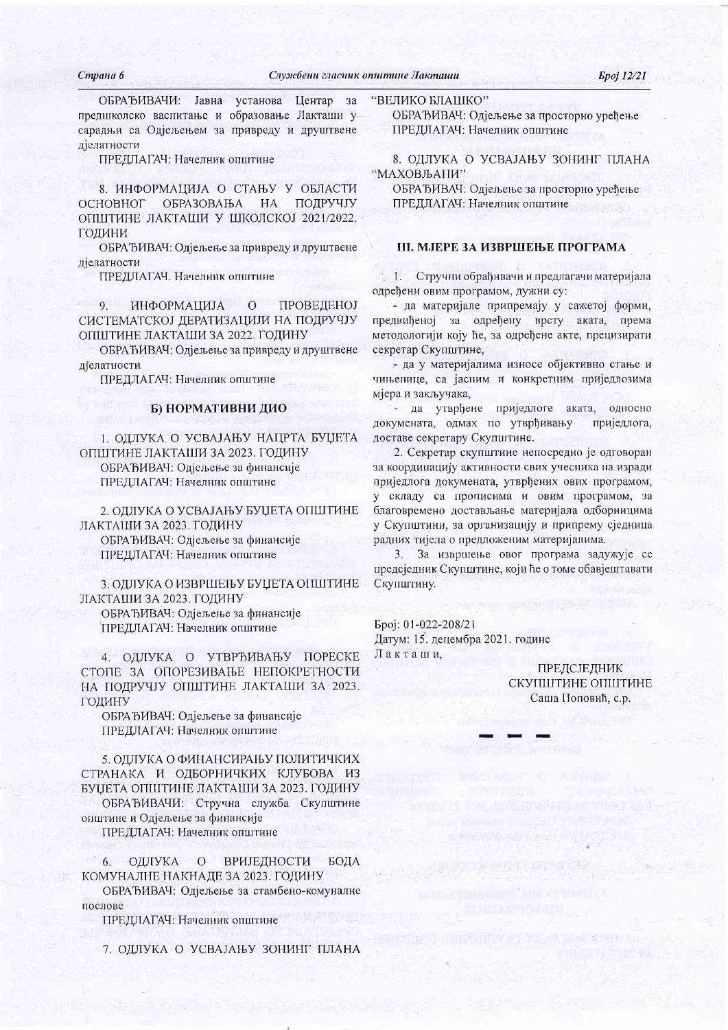ОБРАЂИВАЧИ: Јавна установа Центар за предшколско васпитање и образовање Лакташи у сарадњи са Одјељењем за привреду и друштвене дјелатности

ПРЕДЛАГАЧ: Начелник општине

8. ИНФОРМАЦИЈА О СТАЊУ У ОБЛАСТИ ОСНОВНОГ ОБРАЗОВАЊА НА ПОДРУЧЈУ ОПШТИНЕ ЛАКТАШИ У ШКОЛСКОЈ 2021/2022. ГОДИНИ

ОБРАЂИВАЧ: Одјељење за привреду и друштвене дјелатности

ПРЕДЛАГАЧ. Начелник општине

9. ИНФОРМАЦИЈА О ПРОВЕДЕНОЈ СИСТЕМАТСКОЈ ДЕРАТИЗАЦИЈИ НА ПОДРУЧЈУ ОПШТИНЕ ЛАКТАШИ ЗА 2022. ГОДИНУ

ОБРАЂИВАЧ: Одјељење за привреду и друштвене дјелатности

ПРЕДЛАГАЧ: Начелник општине

## Б) НОРМАТИВНИ ДИО

1. ОДЛУКА О УСВАЈАЊУ НАЦРТА БУЏЕТА ОПШТИНЕ ЛАКТАШИ ЗА 2023. ГОДИНУ

ОБРАЂИВАЧ: Одјељење за финансије

ПРЕДЛАГАЧ: Начелник општине

2. ОДЛУКА О УСВАЈАЊУ БУЏЕТА ОПШТИНЕ ЛАКТАШИ ЗА 2023. ГОДИНУ

ОБРАЂИВАЧ: Одјељење за финансије

ПРЕДЛАГАЧ: Начелник општине

3. ОДЛУКА О ИЗВРШЕЊУ БУЏЕТА ОПШТИНЕ ЛАКТАШИ ЗА 2023. ГОДИНУ

ОБРАЂИВАЧ: Одјељење за финансије

ПРЕДЛАГАЧ: Начелник општине

4. ОДЛУКА О УТВРЂИВАЊУ ПОРЕСКЕ СТОПЕ ЗА ОПОРЕЗИВАЊЕ НЕПОКРЕТНОСТИ НА ПОДРУЧЈУ ОПШТИНЕ ЛАКТАШИ ЗА 2023. ГОДИНУ

ОБРАЂИВАЧ: Одјељење за финансије

ПРЕДЛАГАЧ: Начелник општине

5. ОДЛУКА О ФИНАНСИРАЊУ ПОЛИТИЧКИХ СТРАНАКА И ОДБОРНИЧКИХ КЛУБОВА ИЗ БУЏЕТА ОПШТИНЕ ЛАКТАШИ ЗА 2023. ГОДИНУ

ОБРАЂИВАЧИ: Стручна служба Скупштине општине и Одјељење за финансије

ПРЕДЛАГАЧ: Начелник општине

6. ОДЛУКА О ВРИЈЕДНОСТИ БОДА КОМУНАЛНЕ НАКНАДЕ ЗА 2023. ГОДИНУ

ОБРАЂИВАЧ: Одјељење за стамбено-комуналне послове

ПРЕДЛАГАЧ: Начелник општине

7. ОДЛУКА О УСВАЈАЊУ ЗОНИНГ ПЛАНА "ВЕЛИКО БЛАШКО"

ОБРАЂИВАЧ: Одјељење за просторно уређење

ПРЕДЛАГАЧ: Начелник општине

8. ОДЛУКА О УСВАЈАЊУ ЗОНИНГ ПЛАНА "МАХОВЉАНИ"

ОБРАЂИВАЧ: Одјељење за просторно уређење

ПРЕДЛАГАЧ: Начелник општине

## III. МЈЕРЕ ЗА ИЗВРШЕЊЕ ПРОГРАМА

1. Стручни обрађивачи и предлагачи материјала одређени овим програмом, дужни су:

- да материјале припремају у сажетој форми, предвиђеној за одређену врсту аката, према методологији коју ће, за одређене акте, прецизирати секретар Скупштине,
- да у материјалима износе објективно стање и чињенице, са јасним и конкретним приједлозима мјера и закључака,
- да утврђене приједлоге аката, односно докумената, одмах по утврђивању приједлога, доставе секретару Скупштине.

2. Секретар скупштине непосредно је одговоран за координацију активности свих учесника на изради приједлога докумената, утврђених овим програмом, у складу са прописима и овим програмом, за благовремено достављање материјала одборницима у Скупштини, за организацију и припрему сједница радних тијела са предложеним материјалима.

3. За извршење овог програма задужује се предсједник Скупштине, који ће о томе обавјештавати Скупштину.

Број: 01-022-208/21
Датум: 15. децембра 2021. године
Лакташи,

ПРЕДСЈЕДНИК
СКУПШТИНЕ ОПШТИНЕ
Саша Поповић, с.р.